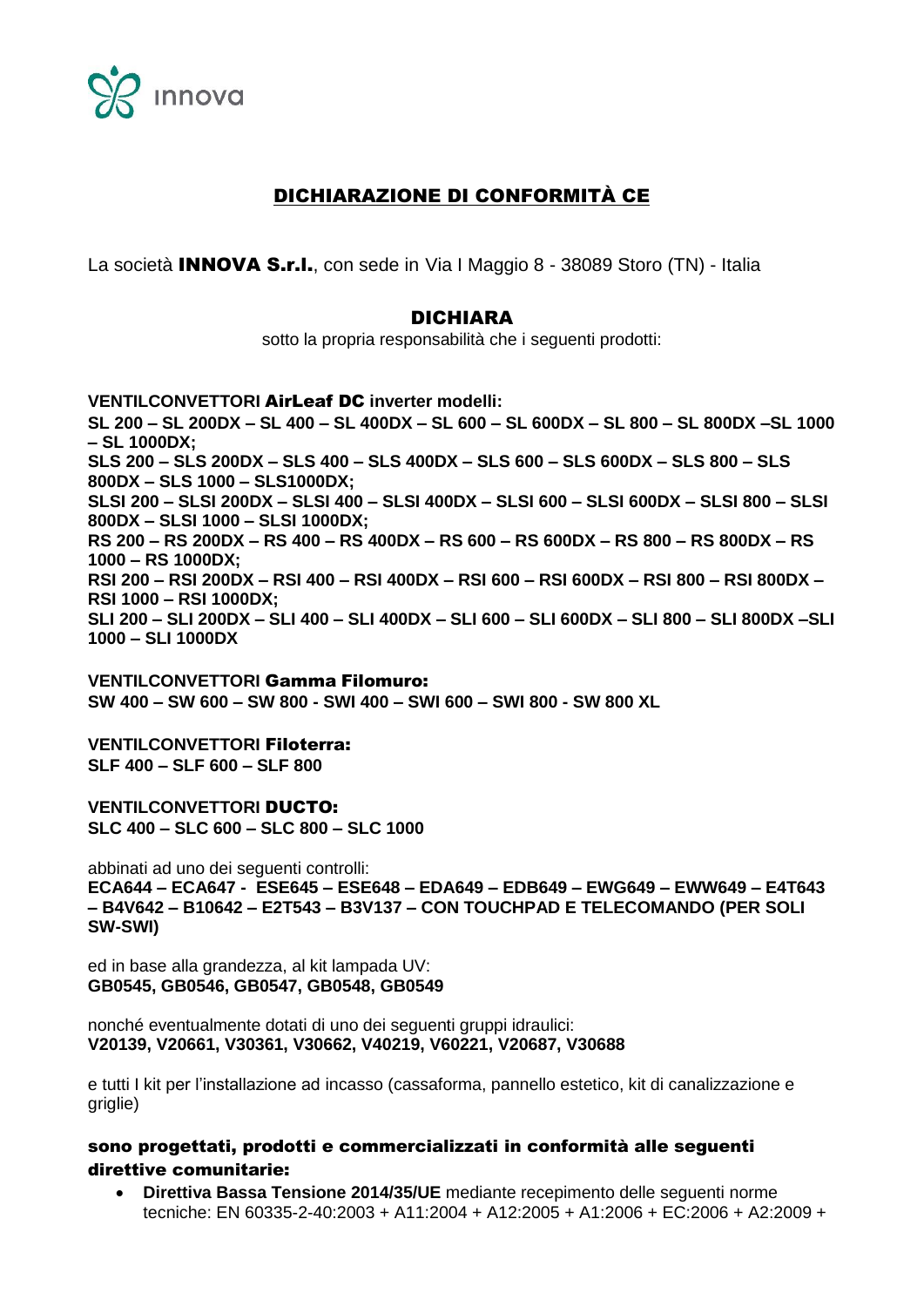# DICHIARAZIONE DI CONFORMITÀ CE

La società **INNOVA S.r.l.**, con sede in Via I Maggio 8 - 38089 Storo (TN) - Italia

## DICHIARA

sotto la propria responsabilità che i seguenti prodotti:

**VENTILCONVETTORI AirLeaf DC inverter modelli:**
**SL 200 – SL 200DX – SL 400 – SL 400DX – SL 600 – SL 600DX – SL 800 – SL 800DX –SL 1000 – SL 1000DX;**
**SLS 200 – SLS 200DX – SLS 400 – SLS 400DX – SLS 600 – SLS 600DX – SLS 800 – SLS 800DX – SLS 1000 – SLS1000DX;**
**SLSI 200 – SLSI 200DX – SLSI 400 – SLSI 400DX – SLSI 600 – SLSI 600DX – SLSI 800 – SLSI 800DX – SLSI 1000 – SLSI 1000DX;**
**RS 200 – RS 200DX – RS 400 – RS 400DX – RS 600 – RS 600DX – RS 800 – RS 800DX – RS 1000 – RS 1000DX;**
**RSI 200 – RSI 200DX – RSI 400 – RSI 400DX – RSI 600 – RSI 600DX – RSI 800 – RSI 800DX – RSI 1000 – RSI 1000DX;**
**SLI 200 – SLI 200DX – SLI 400 – SLI 400DX – SLI 600 – SLI 600DX – SLI 800 – SLI 800DX –SLI 1000 – SLI 1000DX**

**VENTILCONVETTORI Gamma Filomuro:**
**SW 400 – SW 600 – SW 800 - SWI 400 – SWI 600 – SWI 800 - SW 800 XL**

**VENTILCONVETTORI Filoterra:**
**SLF 400 – SLF 600 – SLF 800**

**VENTILCONVETTORI DUCTO:**
**SLC 400 – SLC 600 – SLC 800 – SLC 1000**

abbinati ad uno dei seguenti controlli:
**ECA644 – ECA647 - ESE645 – ESE648 – EDA649 – EDB649 – EWG649 – EWW649 – E4T643 – B4V642 – B10642 – E2T543 – B3V137 – CON TOUCHPAD E TELECOMANDO (PER SOLI SW-SWI)**

ed in base alla grandezza, al kit lampada UV:
**GB0545, GB0546, GB0547, GB0548, GB0549**

nonché eventualmente dotati di uno dei seguenti gruppi idraulici:
**V20139, V20661, V30361, V30662, V40219, V60221, V20687, V30688**

e tutti I kit per l’installazione ad incasso (cassaforma, pannello estetico, kit di canalizzazione e griglie)

**sono progettati, prodotti e commercializzati in conformità alle seguenti direttive comunitarie:**

- **Direttiva Bassa Tensione 2014/35/UE** mediante recepimento delle seguenti norme tecniche: EN 60335-2-40:2003 + A11:2004 + A12:2005 + A1:2006 + EC:2006 + A2:2009 +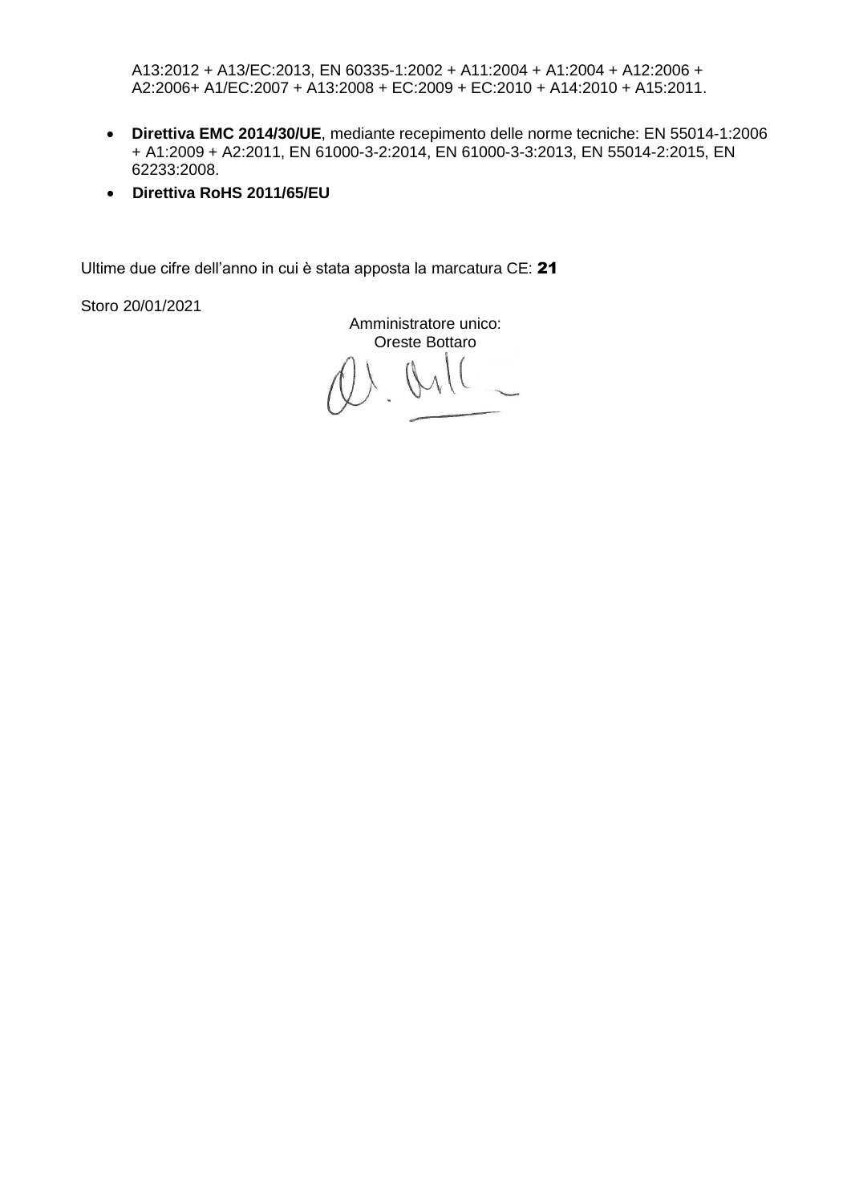A13:2012 + A13/EC:2013, EN 60335-1:2002 + A11:2004 + A1:2004 + A12:2006 + A2:2006+ A1/EC:2007 + A13:2008 + EC:2009 + EC:2010 + A14:2010 + A15:2011.

- **Direttiva EMC 2014/30/UE**, mediante recepimento delle norme tecniche: EN 55014-1:2006 + A1:2009 + A2:2011, EN 61000-3-2:2014, EN 61000-3-3:2013, EN 55014-2:2015, EN 62233:2008.
- **Direttiva RoHS 2011/65/EU**

Ultime due cifre dell’anno in cui è stata apposta la marcatura CE: **21**

Storo 20/01/2021

Amministratore unico:
Oreste Bottaro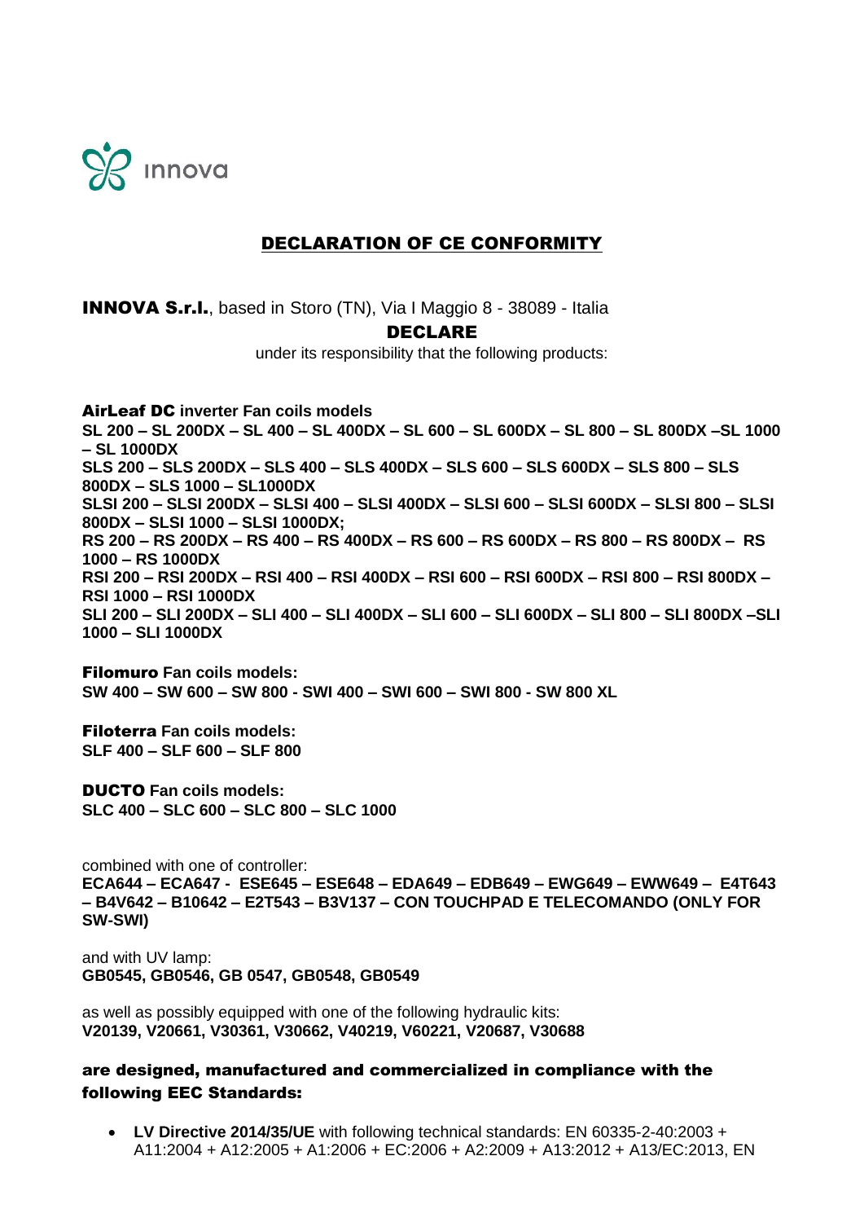innova

## DECLARATION OF CE CONFORMITY

**INNOVA S.r.l.**, based in Storo (TN), Via I Maggio 8 - 38089 - Italia

**DECLARE**

under its responsibility that the following products:

**AirLeaf DC inverter Fan coils models**
**SL 200 – SL 200DX – SL 400 – SL 400DX – SL 600 – SL 600DX – SL 800 – SL 800DX –SL 1000 – SL 1000DX**
**SLS 200 – SLS 200DX – SLS 400 – SLS 400DX – SLS 600 – SLS 600DX – SLS 800 – SLS 800DX – SLS 1000 – SL1000DX**
**SLSI 200 – SLSI 200DX – SLSI 400 – SLSI 400DX – SLSI 600 – SLSI 600DX – SLSI 800 – SLSI 800DX – SLSI 1000 – SLSI 1000DX;**
**RS 200 – RS 200DX – RS 400 – RS 400DX – RS 600 – RS 600DX – RS 800 – RS 800DX – RS 1000 – RS 1000DX**
**RSI 200 – RSI 200DX – RSI 400 – RSI 400DX – RSI 600 – RSI 600DX – RSI 800 – RSI 800DX – RSI 1000 – RSI 1000DX**
**SLI 200 – SLI 200DX – SLI 400 – SLI 400DX – SLI 600 – SLI 600DX – SLI 800 – SLI 800DX –SLI 1000 – SLI 1000DX**

**Filomuro Fan coils models:**
**SW 400 – SW 600 – SW 800 - SWI 400 – SWI 600 – SWI 800 - SW 800 XL**

**Filoterra Fan coils models:**
**SLF 400 – SLF 600 – SLF 800**

**DUCTO Fan coils models:**
**SLC 400 – SLC 600 – SLC 800 – SLC 1000**

combined with one of controller:
**ECA644 – ECA647 - ESE645 – ESE648 – EDA649 – EDB649 – EWG649 – EWW649 – E4T643 – B4V642 – B10642 – E2T543 – B3V137 – CON TOUCHPAD E TELECOMANDO (ONLY FOR SW-SWI)**

and with UV lamp:
**GB0545, GB0546, GB 0547, GB0548, GB0549**

as well as possibly equipped with one of the following hydraulic kits:
**V20139, V20661, V30361, V30662, V40219, V60221, V20687, V30688**

**are designed, manufactured and commercialized in compliance with the following EEC Standards:**

- **LV Directive 2014/35/UE** with following technical standards: EN 60335-2-40:2003 + A11:2004 + A12:2005 + A1:2006 + EC:2006 + A2:2009 + A13:2012 + A13/EC:2013, EN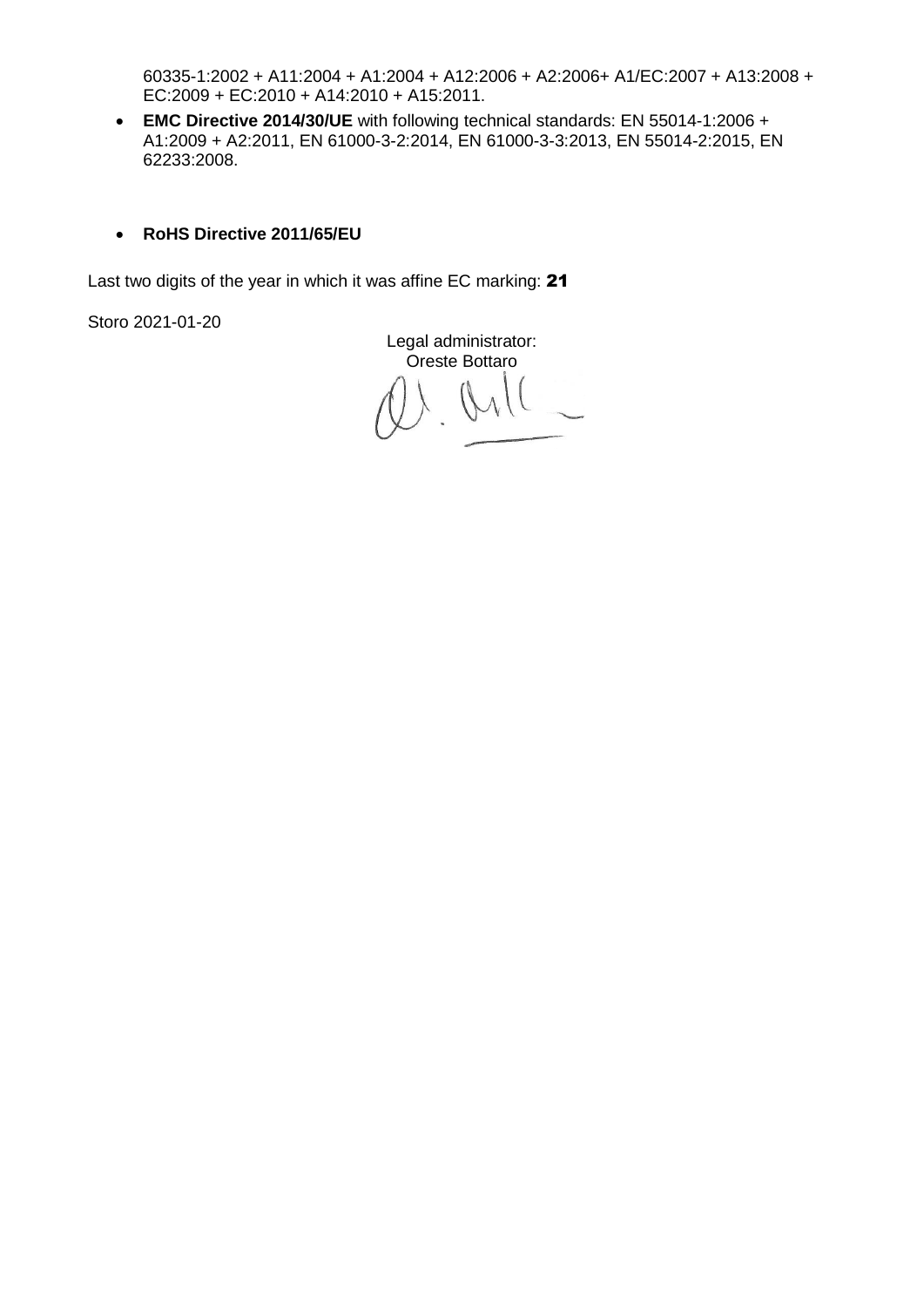60335-1:2002 + A11:2004 + A1:2004 + A12:2006 + A2:2006+ A1/EC:2007 + A13:2008 + EC:2009 + EC:2010 + A14:2010 + A15:2011.

- **EMC Directive 2014/30/UE** with following technical standards: EN 55014-1:2006 + A1:2009 + A2:2011, EN 61000-3-2:2014, EN 61000-3-3:2013, EN 55014-2:2015, EN 62233:2008.

- **RoHS Directive 2011/65/EU**

Last two digits of the year in which it was affine EC marking: **21**

Storo 2021-01-20

Legal administrator:
Oreste Bottaro